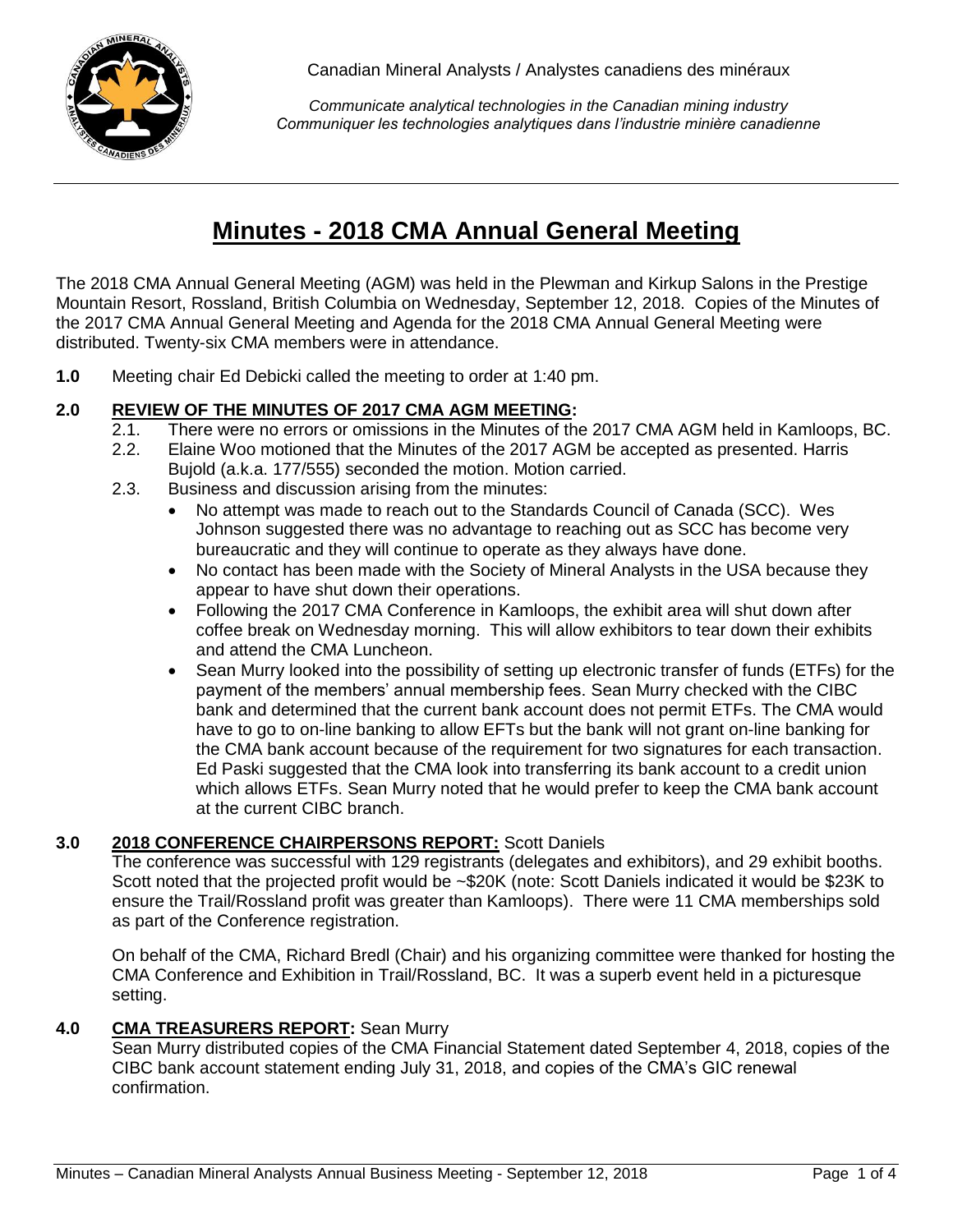Canadian Mineral Analysts / Analystes canadiens des minéraux

*Communicate analytical technologies in the Canadian mining industry*
*Communiquer les technologies analytiques dans l'industrie minière canadienne*

# Minutes - 2018 CMA Annual General Meeting

The 2018 CMA Annual General Meeting (AGM) was held in the Plewman and Kirkup Salons in the Prestige Mountain Resort, Rossland, British Columbia on Wednesday, September 12, 2018. Copies of the Minutes of the 2017 CMA Annual General Meeting and Agenda for the 2018 CMA Annual General Meeting were distributed. Twenty-six CMA members were in attendance.

**1.0** Meeting chair Ed Debicki called the meeting to order at 1:40 pm.

## 2.0 REVIEW OF THE MINUTES OF 2017 CMA AGM MEETING:

2.1. There were no errors or omissions in the Minutes of the 2017 CMA AGM held in Kamloops, BC.

2.2. Elaine Woo motioned that the Minutes of the 2017 AGM be accepted as presented. Harris Bujold (a.k.a. 177/555) seconded the motion. Motion carried.

2.3. Business and discussion arising from the minutes:

- No attempt was made to reach out to the Standards Council of Canada (SCC). Wes Johnson suggested there was no advantage to reaching out as SCC has become very bureaucratic and they will continue to operate as they always have done.
- No contact has been made with the Society of Mineral Analysts in the USA because they appear to have shut down their operations.
- Following the 2017 CMA Conference in Kamloops, the exhibit area will shut down after coffee break on Wednesday morning. This will allow exhibitors to tear down their exhibits and attend the CMA Luncheon.
- Sean Murry looked into the possibility of setting up electronic transfer of funds (ETFs) for the payment of the members' annual membership fees. Sean Murry checked with the CIBC bank and determined that the current bank account does not permit ETFs. The CMA would have to go to on-line banking to allow EFTs but the bank will not grant on-line banking for the CMA bank account because of the requirement for two signatures for each transaction. Ed Paski suggested that the CMA look into transferring its bank account to a credit union which allows ETFs. Sean Murry noted that he would prefer to keep the CMA bank account at the current CIBC branch.

## 3.0 2018 CONFERENCE CHAIRPERSONS REPORT: Scott Daniels

The conference was successful with 129 registrants (delegates and exhibitors), and 29 exhibit booths. Scott noted that the projected profit would be ~$20K (note: Scott Daniels indicated it would be $23K to ensure the Trail/Rossland profit was greater than Kamloops). There were 11 CMA memberships sold as part of the Conference registration.

On behalf of the CMA, Richard Bredl (Chair) and his organizing committee were thanked for hosting the CMA Conference and Exhibition in Trail/Rossland, BC. It was a superb event held in a picturesque setting.

## 4.0 CMA TREASURERS REPORT: Sean Murry

Sean Murry distributed copies of the CMA Financial Statement dated September 4, 2018, copies of the CIBC bank account statement ending July 31, 2018, and copies of the CMA's GIC renewal confirmation.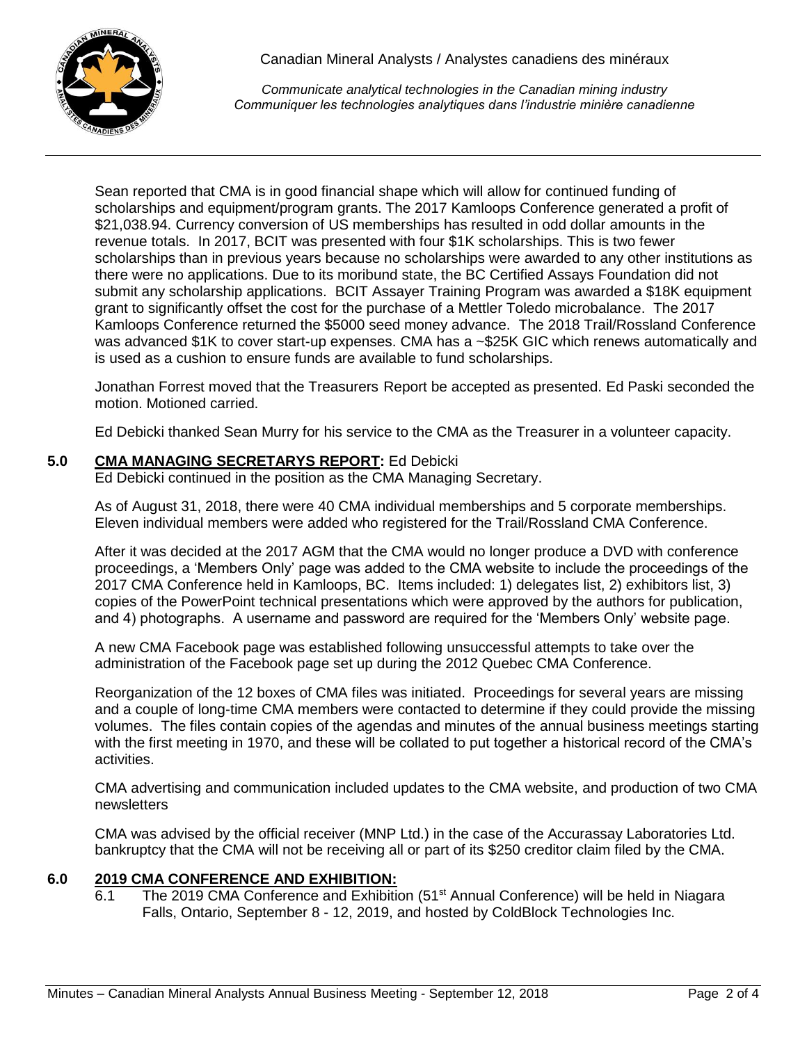Sean reported that CMA is in good financial shape which will allow for continued funding of scholarships and equipment/program grants. The 2017 Kamloops Conference generated a profit of $21,038.94. Currency conversion of US memberships has resulted in odd dollar amounts in the revenue totals. In 2017, BCIT was presented with four $1K scholarships. This is two fewer scholarships than in previous years because no scholarships were awarded to any other institutions as there were no applications. Due to its moribund state, the BC Certified Assays Foundation did not submit any scholarship applications. BCIT Assayer Training Program was awarded a $18K equipment grant to significantly offset the cost for the purchase of a Mettler Toledo microbalance. The 2017 Kamloops Conference returned the $5000 seed money advance. The 2018 Trail/Rossland Conference was advanced $1K to cover start-up expenses. CMA has a ~$25K GIC which renews automatically and is used as a cushion to ensure funds are available to fund scholarships.

Jonathan Forrest moved that the Treasurers Report be accepted as presented. Ed Paski seconded the motion. Motioned carried.

Ed Debicki thanked Sean Murry for his service to the CMA as the Treasurer in a volunteer capacity.

## 5.0 CMA MANAGING SECRETARYS REPORT: Ed Debicki

Ed Debicki continued in the position as the CMA Managing Secretary.

As of August 31, 2018, there were 40 CMA individual memberships and 5 corporate memberships. Eleven individual members were added who registered for the Trail/Rossland CMA Conference.

After it was decided at the 2017 AGM that the CMA would no longer produce a DVD with conference proceedings, a 'Members Only' page was added to the CMA website to include the proceedings of the 2017 CMA Conference held in Kamloops, BC. Items included: 1) delegates list, 2) exhibitors list, 3) copies of the PowerPoint technical presentations which were approved by the authors for publication, and 4) photographs. A username and password are required for the 'Members Only' website page.

A new CMA Facebook page was established following unsuccessful attempts to take over the administration of the Facebook page set up during the 2012 Quebec CMA Conference.

Reorganization of the 12 boxes of CMA files was initiated. Proceedings for several years are missing and a couple of long-time CMA members were contacted to determine if they could provide the missing volumes. The files contain copies of the agendas and minutes of the annual business meetings starting with the first meeting in 1970, and these will be collated to put together a historical record of the CMA's activities.

CMA advertising and communication included updates to the CMA website, and production of two CMA newsletters

CMA was advised by the official receiver (MNP Ltd.) in the case of the Accurassay Laboratories Ltd. bankruptcy that the CMA will not be receiving all or part of its $250 creditor claim filed by the CMA.

## 6.0 2019 CMA CONFERENCE AND EXHIBITION:

6.1 The 2019 CMA Conference and Exhibition (51st Annual Conference) will be held in Niagara Falls, Ontario, September 8 - 12, 2019, and hosted by ColdBlock Technologies Inc.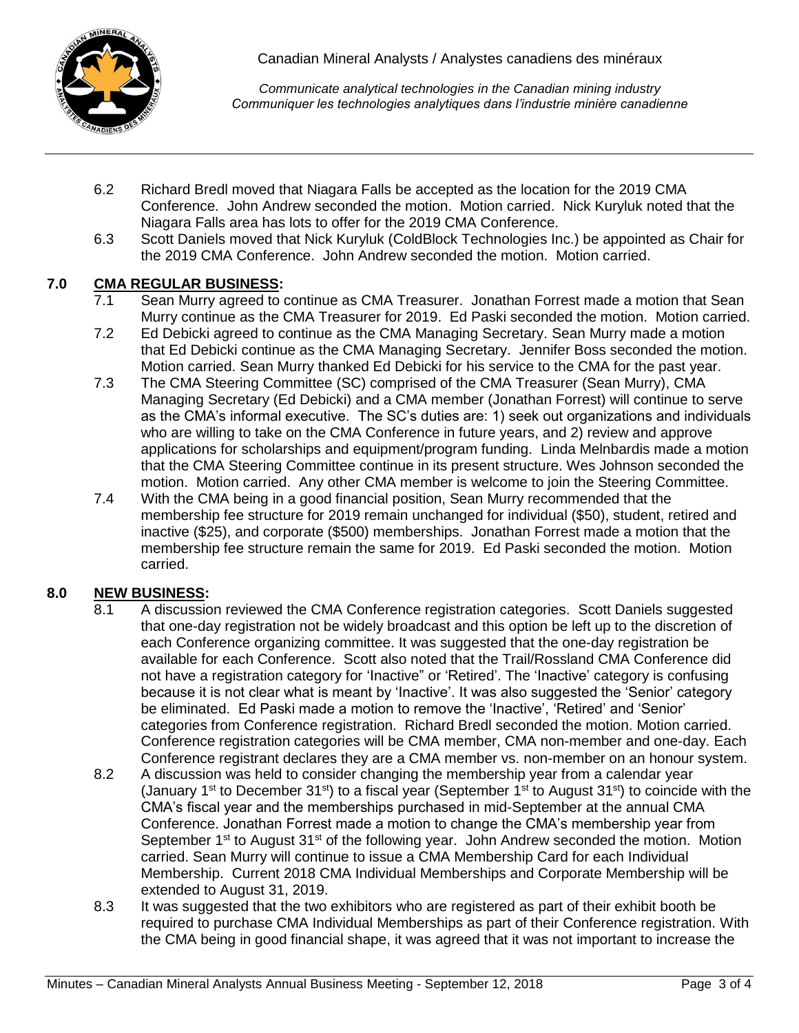6.2 Richard Bredl moved that Niagara Falls be accepted as the location for the 2019 CMA Conference. John Andrew seconded the motion. Motion carried. Nick Kuryluk noted that the Niagara Falls area has lots to offer for the 2019 CMA Conference.

6.3 Scott Daniels moved that Nick Kuryluk (ColdBlock Technologies Inc.) be appointed as Chair for the 2019 CMA Conference. John Andrew seconded the motion. Motion carried.

## 7.0 CMA REGULAR BUSINESS:

7.1 Sean Murry agreed to continue as CMA Treasurer. Jonathan Forrest made a motion that Sean Murry continue as the CMA Treasurer for 2019. Ed Paski seconded the motion. Motion carried.

7.2 Ed Debicki agreed to continue as the CMA Managing Secretary. Sean Murry made a motion that Ed Debicki continue as the CMA Managing Secretary. Jennifer Boss seconded the motion. Motion carried. Sean Murry thanked Ed Debicki for his service to the CMA for the past year.

7.3 The CMA Steering Committee (SC) comprised of the CMA Treasurer (Sean Murry), CMA Managing Secretary (Ed Debicki) and a CMA member (Jonathan Forrest) will continue to serve as the CMA's informal executive. The SC's duties are: 1) seek out organizations and individuals who are willing to take on the CMA Conference in future years, and 2) review and approve applications for scholarships and equipment/program funding. Linda Melnbardis made a motion that the CMA Steering Committee continue in its present structure. Wes Johnson seconded the motion. Motion carried. Any other CMA member is welcome to join the Steering Committee.

7.4 With the CMA being in a good financial position, Sean Murry recommended that the membership fee structure for 2019 remain unchanged for individual ($50), student, retired and inactive ($25), and corporate ($500) memberships. Jonathan Forrest made a motion that the membership fee structure remain the same for 2019. Ed Paski seconded the motion. Motion carried.

## 8.0 NEW BUSINESS:

8.1 A discussion reviewed the CMA Conference registration categories. Scott Daniels suggested that one-day registration not be widely broadcast and this option be left up to the discretion of each Conference organizing committee. It was suggested that the one-day registration be available for each Conference. Scott also noted that the Trail/Rossland CMA Conference did not have a registration category for 'Inactive" or 'Retired'. The 'Inactive' category is confusing because it is not clear what is meant by 'Inactive'. It was also suggested the 'Senior' category be eliminated. Ed Paski made a motion to remove the 'Inactive', 'Retired' and 'Senior' categories from Conference registration. Richard Bredl seconded the motion. Motion carried. Conference registration categories will be CMA member, CMA non-member and one-day. Each Conference registrant declares they are a CMA member vs. non-member on an honour system.

8.2 A discussion was held to consider changing the membership year from a calendar year (January 1st to December 31st) to a fiscal year (September 1st to August 31st) to coincide with the CMA's fiscal year and the memberships purchased in mid-September at the annual CMA Conference. Jonathan Forrest made a motion to change the CMA's membership year from September 1st to August 31st of the following year. John Andrew seconded the motion. Motion carried. Sean Murry will continue to issue a CMA Membership Card for each Individual Membership. Current 2018 CMA Individual Memberships and Corporate Membership will be extended to August 31, 2019.

8.3 It was suggested that the two exhibitors who are registered as part of their exhibit booth be required to purchase CMA Individual Memberships as part of their Conference registration. With the CMA being in good financial shape, it was agreed that it was not important to increase the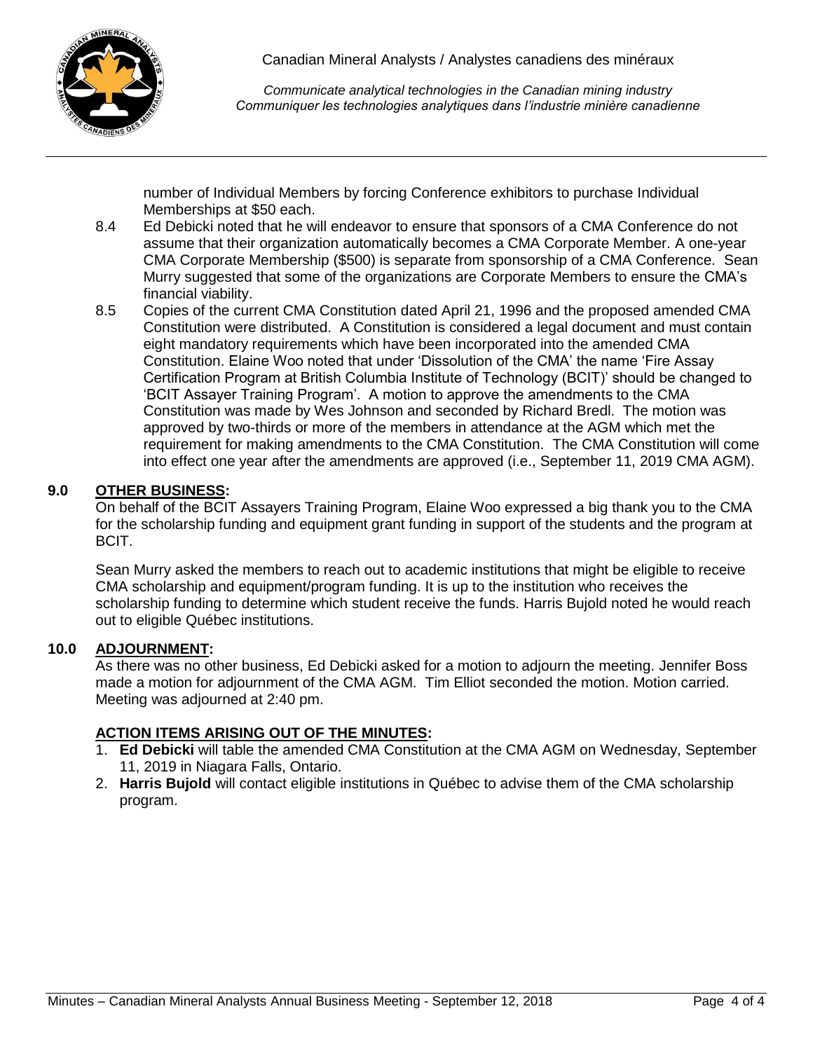number of Individual Members by forcing Conference exhibitors to purchase Individual Memberships at $50 each.

8.4 Ed Debicki noted that he will endeavor to ensure that sponsors of a CMA Conference do not assume that their organization automatically becomes a CMA Corporate Member. A one-year CMA Corporate Membership ($500) is separate from sponsorship of a CMA Conference. Sean Murry suggested that some of the organizations are Corporate Members to ensure the CMA's financial viability.

8.5 Copies of the current CMA Constitution dated April 21, 1996 and the proposed amended CMA Constitution were distributed. A Constitution is considered a legal document and must contain eight mandatory requirements which have been incorporated into the amended CMA Constitution. Elaine Woo noted that under 'Dissolution of the CMA' the name 'Fire Assay Certification Program at British Columbia Institute of Technology (BCIT)' should be changed to 'BCIT Assayer Training Program'. A motion to approve the amendments to the CMA Constitution was made by Wes Johnson and seconded by Richard Bredl. The motion was approved by two-thirds or more of the members in attendance at the AGM which met the requirement for making amendments to the CMA Constitution. The CMA Constitution will come into effect one year after the amendments are approved (i.e., September 11, 2019 CMA AGM).

## 9.0 OTHER BUSINESS:

On behalf of the BCIT Assayers Training Program, Elaine Woo expressed a big thank you to the CMA for the scholarship funding and equipment grant funding in support of the students and the program at BCIT.

Sean Murry asked the members to reach out to academic institutions that might be eligible to receive CMA scholarship and equipment/program funding. It is up to the institution who receives the scholarship funding to determine which student receive the funds. Harris Bujold noted he would reach out to eligible Québec institutions.

## 10.0 ADJOURNMENT:

As there was no other business, Ed Debicki asked for a motion to adjourn the meeting. Jennifer Boss made a motion for adjournment of the CMA AGM. Tim Elliot seconded the motion. Motion carried. Meeting was adjourned at 2:40 pm.

### ACTION ITEMS ARISING OUT OF THE MINUTES:

1. **Ed Debicki** will table the amended CMA Constitution at the CMA AGM on Wednesday, September 11, 2019 in Niagara Falls, Ontario.
2. **Harris Bujold** will contact eligible institutions in Québec to advise them of the CMA scholarship program.